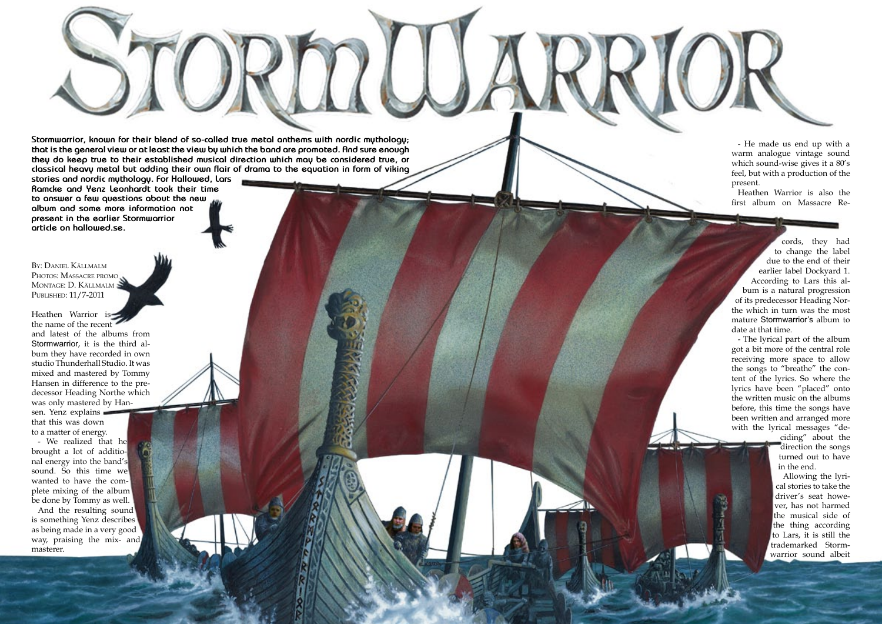# StormWarrior

**Stormwarrior, known for their blend of so-called true metal anthems with nordic mythology; that is the general view or at least the view by which the band are promoted. And sure enough they do keep true to their established musical direction which may be considered true, or classical heavy metal but adding their own flair of drama to the equation in form of viking stories and nordic mythology. For Hallowed, Lars Ramcke and Yenz Leonhardt took their time to answer a few questions about the new album and some more information not present in the earlier Stormwarrior article on hallowed.se.**

By: Daniel Källmalm
Photos: Massacre promo
Montage: D. Källmalm
Published: 11/7-2011

Heathen Warrior is the name of the recent and latest of the albums from Stormwarrior, it is the third album they have recorded in own studio Thunderhall Studio. It was mixed and mastered by Tommy Hansen in difference to the predecessor Heading Northe which was only mastered by Hansen. Yenz explains that this was down to a matter of energy.

- We realized that he brought a lot of additional energy into the band's sound. So this time we wanted to have the complete mixing of the album be done by Tommy as well.

And the resulting sound is something Yenz describes as being made in a very good way, praising the mix- and masterer.

- He made us end up with a warm analogue vintage sound which sound-wise gives it a 80's feel, but with a production of the present.

Heathen Warrior is also the first album on Massacre Records, they had to change the label due to the end of their earlier label Dockyard 1. According to Lars this album is a natural progression of its predecessor Heading Northe which in turn was the most mature Stormwarrior's album to date at that time.

- The lyrical part of the album got a bit more of the central role receiving more space to allow the songs to "breathe" the content of the lyrics. So where the lyrics have been "placed" onto the written music on the albums before, this time the songs have been written and arranged more with the lyrical messages "deciding" about the direction the songs turned out to have in the end.

Allowing the lyrical stories to take the driver's seat however, has not harmed the musical side of the thing according to Lars, it is still the trademarked Stormwarrior sound albeit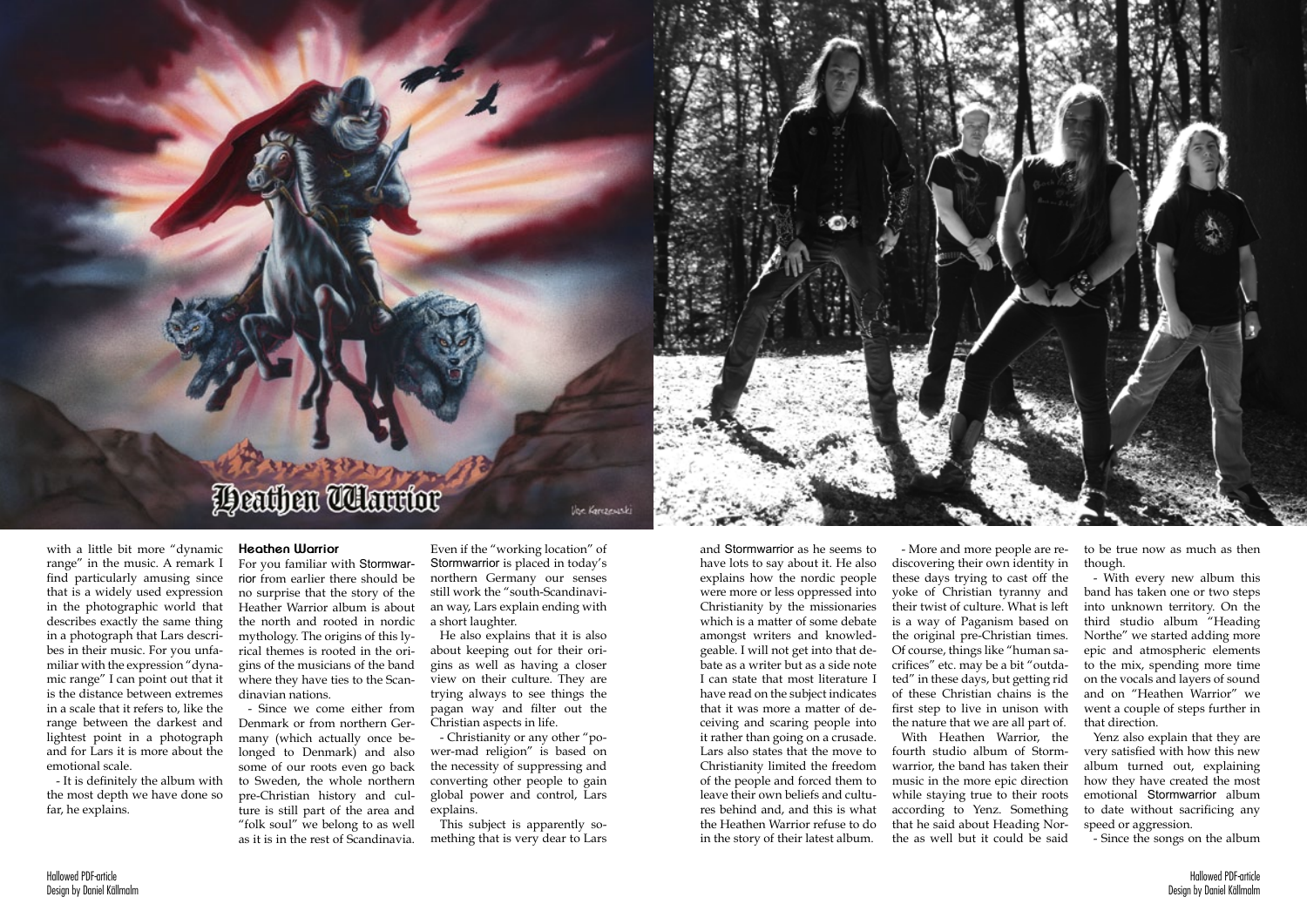with a little bit more "dynamic range" in the music. A remark I find particularly amusing since that is a widely used expression in the photographic world that describes exactly the same thing in a photograph that Lars describes in their music. For you unfamiliar with the expression "dynamic range" I can point out that it is the distance between extremes in a scale that it refers to, like the range between the darkest and lightest point in a photograph and for Lars it is more about the emotional scale.

- It is definitely the album with the most depth we have done so far, he explains.

### Heathen Warrior

For you familiar with Stormwarrior from earlier there should be no surprise that the story of the Heather Warrior album is about the north and rooted in nordic mythology. The origins of this lyrical themes is rooted in the origins of the musicians of the band where they have ties to the Scandinavian nations.

- Since we come either from Denmark or from northern Germany (which actually once belonged to Denmark) and also some of our roots even go back to Sweden, the whole northern pre-Christian history and culture is still part of the area and "folk soul" we belong to as well as it is in the rest of Scandinavia. Even if the "working location" of Stormwarrior is placed in today's northern Germany our senses still work the "south-Scandinavian way, Lars explain ending with a short laughter.

He also explains that it is also about keeping out for their origins as well as having a closer view on their culture. They are trying always to see things the pagan way and filter out the Christian aspects in life.

- Christianity or any other "power-mad religion" is based on the necessity of suppressing and converting other people to gain global power and control, Lars explains.

This subject is apparently something that is very dear to Lars and Stormwarrior as he seems to have lots to say about it. He also explains how the nordic people were more or less oppressed into Christianity by the missionaries which is a matter of some debate amongst writers and knowledgeable. I will not get into that debate as a writer but as a side note I can state that most literature I have read on the subject indicates that it was more a matter of deceiving and scaring people into it rather than going on a crusade. Lars also states that the move to Christianity limited the freedom of the people and forced them to leave their own beliefs and cultures behind and, and this is what the Heathen Warrior refuse to do in the story of their latest album.

- More and more people are rediscovering their own identity in these days trying to cast off the yoke of Christian tyranny and their twist of culture. What is left is a way of Paganism based on the original pre-Christian times. Of course, things like "human sacrifices" etc. may be a bit "outdated" in these days, but getting rid of these Christian chains is the first step to live in unison with the nature that we are all part of.

With Heathen Warrior, the fourth studio album of Stormwarrior, the band has taken their music in the more epic direction while staying true to their roots according to Yenz. Something that he said about Heading Northe as well but it could be said to be true now as much as then though.

- With every new album this band has taken one or two steps into unknown territory. On the third studio album "Heading Northe" we started adding more epic and atmospheric elements to the mix, spending more time on the vocals and layers of sound and on "Heathen Warrior" we went a couple of steps further in that direction.

Yenz also explain that they are very satisfied with how this new album turned out, explaining how they have created the most emotional Stormwarrior album to date without sacrificing any speed or aggression.

- Since the songs on the album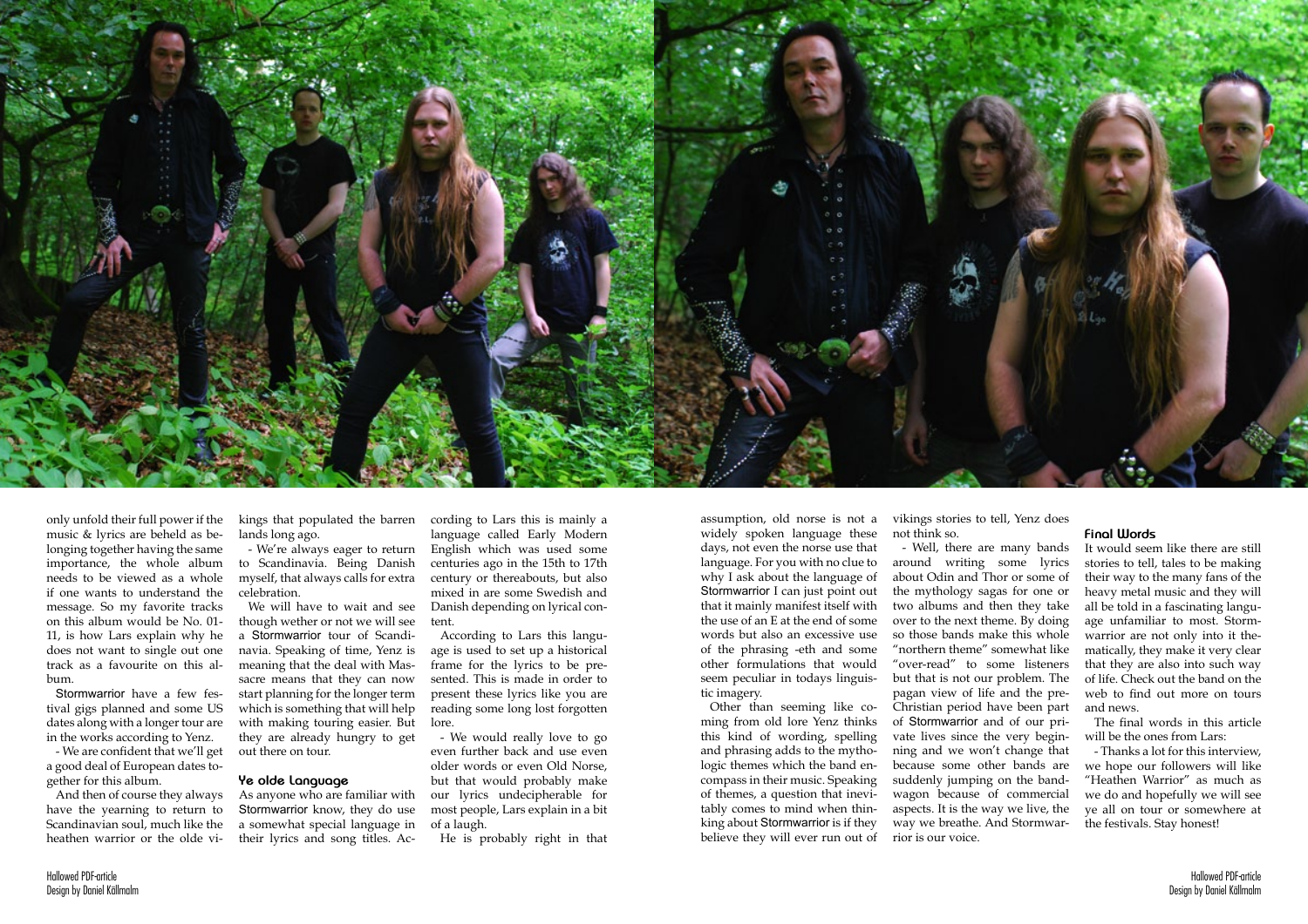only unfold their full power if the music & lyrics are beheld as belonging together having the same importance, the whole album needs to be viewed as a whole if one wants to understand the message. So my favorite tracks on this album would be No. 01-11, is how Lars explain why he does not want to single out one track as a favourite on this album.

Stormwarrior have a few festival gigs planned and some US dates along with a longer tour are in the works according to Yenz.

- We are confident that we'll get a good deal of European dates together for this album.

And then of course they always have the yearning to return to Scandinavian soul, much like the heathen warrior or the olde vikings that populated the barren lands long ago.

- We're always eager to return to Scandinavia. Being Danish myself, that always calls for extra celebration.

We will have to wait and see though wether or not we will see a Stormwarrior tour of Scandinavia. Speaking of time, Yenz is meaning that the deal with Massacre means that they can now start planning for the longer term which is something that will help with making touring easier. But they are already hungry to get out there on tour.

### Ye olde Language

As anyone who are familiar with Stormwarrior know, they do use a somewhat special language in their lyrics and song titles. According to Lars this is mainly a language called Early Modern English which was used some centuries ago in the 15th to 17th century or thereabouts, but also mixed in are some Swedish and Danish depending on lyrical content.

According to Lars this language is used to set up a historical frame for the lyrics to be presented. This is made in order to present these lyrics like you are reading some long lost forgotten lore.

- We would really love to go even further back and use even older words or even Old Norse, but that would probably make our lyrics undecipherable for most people, Lars explain in a bit of a laugh.

He is probably right in that assumption, old norse is not a widely spoken language these days, not even the norse use that language. For you with no clue to why I ask about the language of Stormwarrior I can just point out that it mainly manifest itself with the use of an E at the end of some words but also an excessive use of the phrasing -eth and some other formulations that would seem peculiar in todays linguistic imagery.

Other than seeming like coming from old lore Yenz thinks this kind of wording, spelling and phrasing adds to the mythologic themes which the band encompass in their music. Speaking of themes, a question that inevitably comes to mind when thinking about Stormwarrior is if they believe they will ever run out of vikings stories to tell, Yenz does not think so.

- Well, there are many bands around writing some lyrics about Odin and Thor or some of the mythology sagas for one or two albums and then they take over to the next theme. By doing so those bands make this whole "northern theme" somewhat like "over-read" to some listeners but that is not our problem. The pagan view of life and the pre-Christian period have been part of Stormwarrior and of our private lives since the very beginning and we won't change that because some other bands are suddenly jumping on the bandwagon because of commercial aspects. It is the way we live, the way we breathe. And Stormwarrior is our voice.

### Final Words

It would seem like there are still stories to tell, tales to be making their way to the many fans of the heavy metal music and they will all be told in a fascinating language unfamiliar to most. Stormwarrior are not only into it thematically, they make it very clear that they are also into such way of life. Check out the band on the web to find out more on tours and news.

The final words in this article will be the ones from Lars:

- Thanks a lot for this interview, we hope our followers will like "Heathen Warrior" as much as we do and hopefully we will see ye all on tour or somewhere at the festivals. Stay honest!